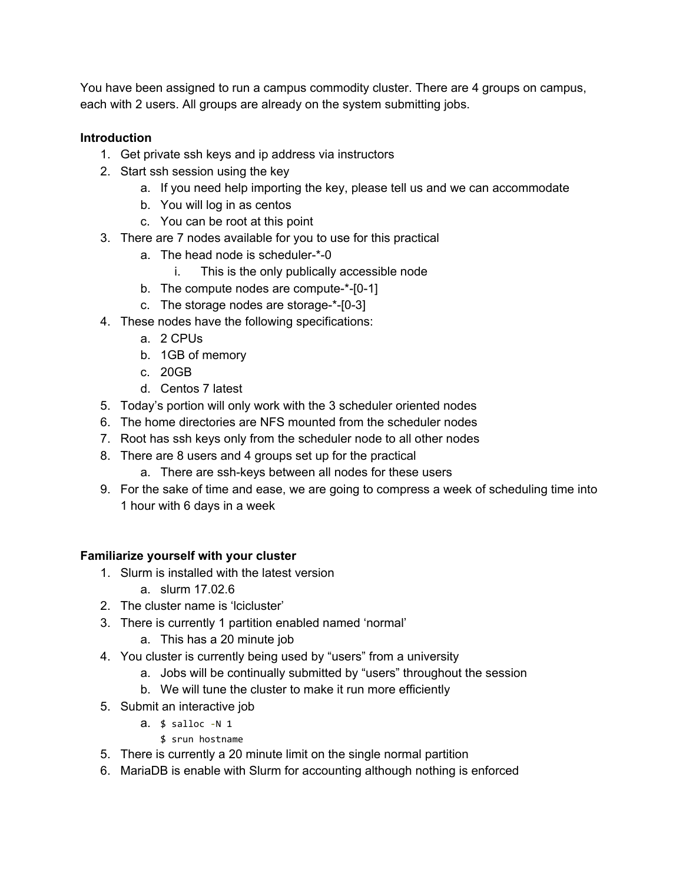You have been assigned to run a campus commodity cluster. There are 4 groups on campus, each with 2 users. All groups are already on the system submitting jobs.

**Introduction**

1. Get private ssh keys and ip address via instructors
2. Start ssh session using the key
   a. If you need help importing the key, please tell us and we can accommodate
   b. You will log in as centos
   c. You can be root at this point
3. There are 7 nodes available for you to use for this practical
   a. The head node is scheduler-*-0
      i. This is the only publically accessible node
   b. The compute nodes are compute-*-[0-1]
   c. The storage nodes are storage-*-[0-3]
4. These nodes have the following specifications:
   a. 2 CPUs
   b. 1GB of memory
   c. 20GB
   d. Centos 7 latest
5. Today's portion will only work with the 3 scheduler oriented nodes
6. The home directories are NFS mounted from the scheduler nodes
7. Root has ssh keys only from the scheduler node to all other nodes
8. There are 8 users and 4 groups set up for the practical
   a. There are ssh-keys between all nodes for these users
9. For the sake of time and ease, we are going to compress a week of scheduling time into 1 hour with 6 days in a week

**Familiarize yourself with your cluster**

1. Slurm is installed with the latest version
   a. slurm 17.02.6
2. The cluster name is 'lcicluster'
3. There is currently 1 partition enabled named 'normal'
   a. This has a 20 minute job
4. You cluster is currently being used by "users" from a university
   a. Jobs will be continually submitted by "users" throughout the session
   b. We will tune the cluster to make it run more efficiently
5. Submit an interactive job
   a. 
   ```
   $ salloc -N 1
   $ srun hostname
   ```
5. There is currently a 20 minute limit on the single normal partition
6. MariaDB is enable with Slurm for accounting although nothing is enforced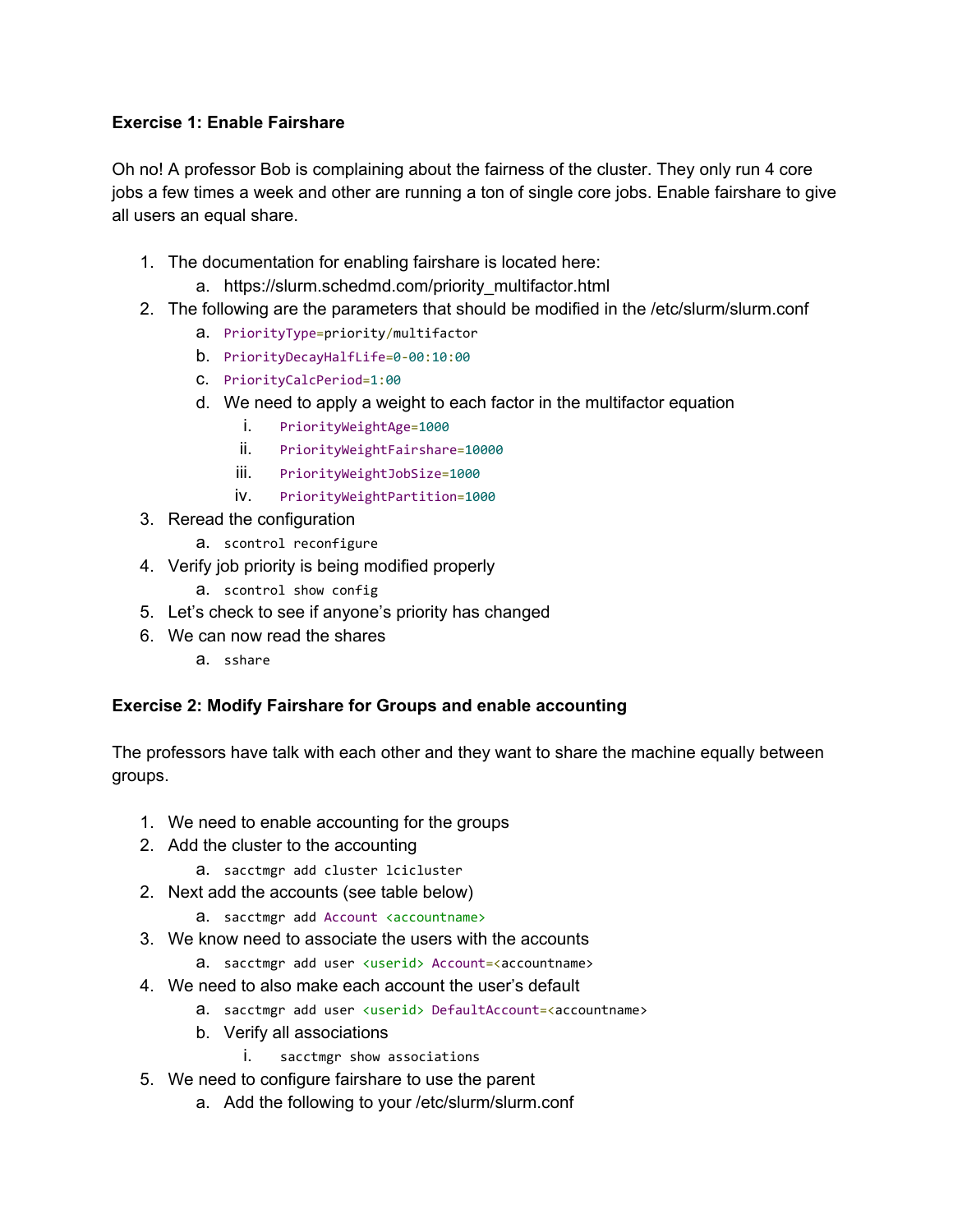**Exercise 1: Enable Fairshare**

Oh no! A professor Bob is complaining about the fairness of the cluster. They only run 4 core jobs a few times a week and other are running a ton of single core jobs. Enable fairshare to give all users an equal share.

1. The documentation for enabling fairshare is located here:
   a. https://slurm.schedmd.com/priority_multifactor.html
2. The following are the parameters that should be modified in the /etc/slurm/slurm.conf
   a. `PriorityType=priority/multifactor`
   b. `PriorityDecayHalfLife=0-00:10:00`
   c. `PriorityCalcPeriod=1:00`
   d. We need to apply a weight to each factor in the multifactor equation
      i. `PriorityWeightAge=1000`
      ii. `PriorityWeightFairshare=10000`
      iii. `PriorityWeightJobSize=1000`
      iv. `PriorityWeightPartition=1000`
3. Reread the configuration
   a. `scontrol reconfigure`
4. Verify job priority is being modified properly
   a. `scontrol show config`
5. Let's check to see if anyone's priority has changed
6. We can now read the shares
   a. `sshare`

**Exercise 2: Modify Fairshare for Groups and enable accounting**

The professors have talk with each other and they want to share the machine equally between groups.

1. We need to enable accounting for the groups
2. Add the cluster to the accounting
   a. `sacctmgr add cluster lcicluster`
2. Next add the accounts (see table below)
   a. `sacctmgr add Account <accountname>`
3. We know need to associate the users with the accounts
   a. `sacctmgr add user <userid> Account=<accountname>`
4. We need to also make each account the user's default
   a. `sacctmgr add user <userid> DefaultAccount=<accountname>`
   b. Verify all associations
      i. `sacctmgr show associations`
5. We need to configure fairshare to use the parent
   a. Add the following to your /etc/slurm/slurm.conf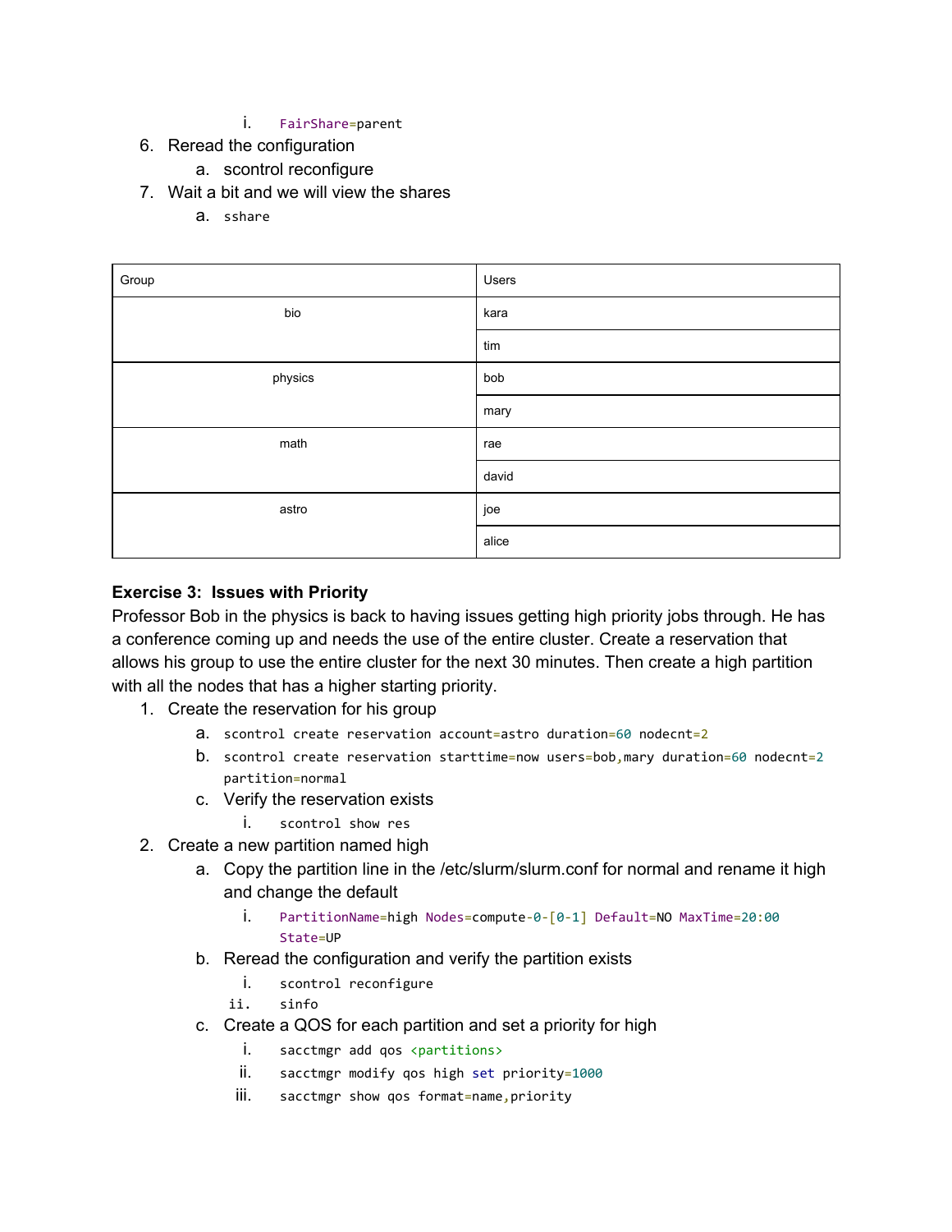i. `FairShare=parent`

6. Reread the configuration
   a. scontrol reconfigure
7. Wait a bit and we will view the shares
   a. `sshare`

| Group | Users |
|---|---|
| bio | kara |
| | tim |
| physics | bob |
| | mary |
| math | rae |
| | david |
| astro | joe |
| | alice |

**Exercise 3: Issues with Priority**

Professor Bob in the physics is back to having issues getting high priority jobs through. He has a conference coming up and needs the use of the entire cluster. Create a reservation that allows his group to use the entire cluster for the next 30 minutes. Then create a high partition with all the nodes that has a higher starting priority.

1. Create the reservation for his group
   a. `scontrol create reservation account=astro duration=60 nodecnt=2`
   b. `scontrol create reservation starttime=now users=bob,mary duration=60 nodecnt=2 partition=normal`
   c. Verify the reservation exists
      i. `scontrol show res`
2. Create a new partition named high
   a. Copy the partition line in the /etc/slurm/slurm.conf for normal and rename it high and change the default
      i. `PartitionName=high Nodes=compute-0-[0-1] Default=NO MaxTime=20:00 State=UP`
   b. Reread the configuration and verify the partition exists
      i. `scontrol reconfigure`
      ii. `sinfo`
   c. Create a QOS for each partition and set a priority for high
      i. `sacctmgr add qos <partitions>`
      ii. `sacctmgr modify qos high set priority=1000`
      iii. `sacctmgr show qos format=name,priority`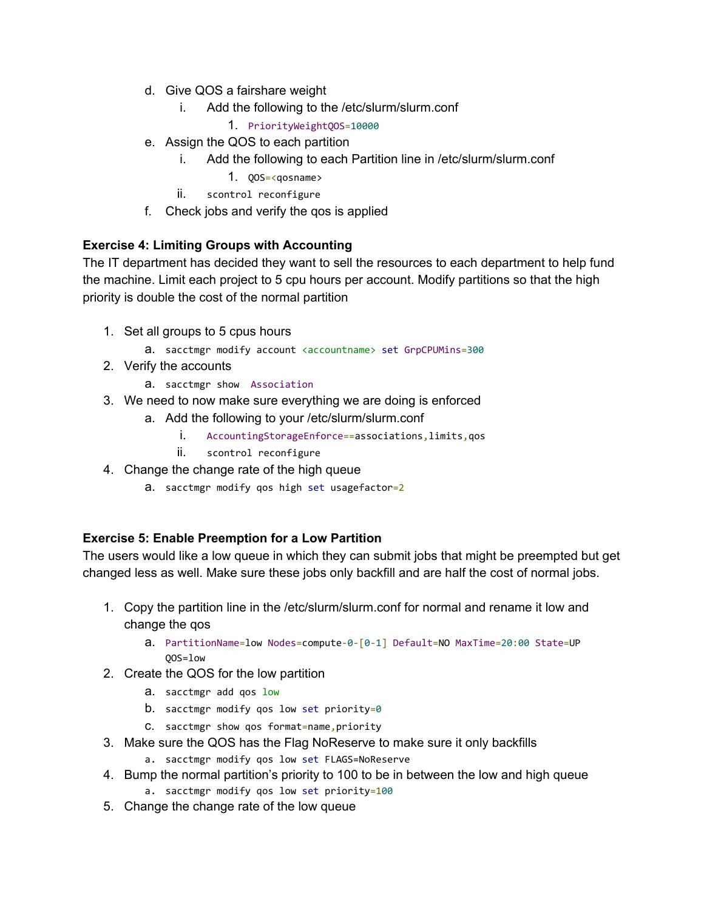d. Give QOS a fairshare weight
   i. Add the following to the /etc/slurm/slurm.conf
      1. `PriorityWeightQOS=10000`
e. Assign the QOS to each partition
   i. Add the following to each Partition line in /etc/slurm/slurm.conf
      1. `QOS=<qosname>`
   ii. `scontrol reconfigure`
f. Check jobs and verify the qos is applied

**Exercise 4: Limiting Groups with Accounting**

The IT department has decided they want to sell the resources to each department to help fund the machine. Limit each project to 5 cpu hours per account. Modify partitions so that the high priority is double the cost of the normal partition

1. Set all groups to 5 cpus hours
   a. `sacctmgr modify account <accountname> set GrpCPUMins=300`
2. Verify the accounts
   a. `sacctmgr show  Association`
3. We need to now make sure everything we are doing is enforced
   a. Add the following to your /etc/slurm/slurm.conf
      i. `AccountingStorageEnforce==associations,limits,qos`
      ii. `scontrol reconfigure`
4. Change the change rate of the high queue
   a. `sacctmgr modify qos high set usagefactor=2`

**Exercise 5: Enable Preemption for a Low Partition**

The users would like a low queue in which they can submit jobs that might be preempted but get changed less as well. Make sure these jobs only backfill and are half the cost of normal jobs.

1. Copy the partition line in the /etc/slurm/slurm.conf for normal and rename it low and change the qos
   a. `PartitionName=low Nodes=compute-0-[0-1] Default=NO MaxTime=20:00 State=UP QOS=low`
2. Create the QOS for the low partition
   a. `sacctmgr add qos low`
   b. `sacctmgr modify qos low set priority=0`
   c. `sacctmgr show qos format=name,priority`
3. Make sure the QOS has the Flag NoReserve to make sure it only backfills
   a. `sacctmgr modify qos low set FLAGS=NoReserve`
4. Bump the normal partition's priority to 100 to be in between the low and high queue
   a. `sacctmgr modify qos low set priority=100`
5. Change the change rate of the low queue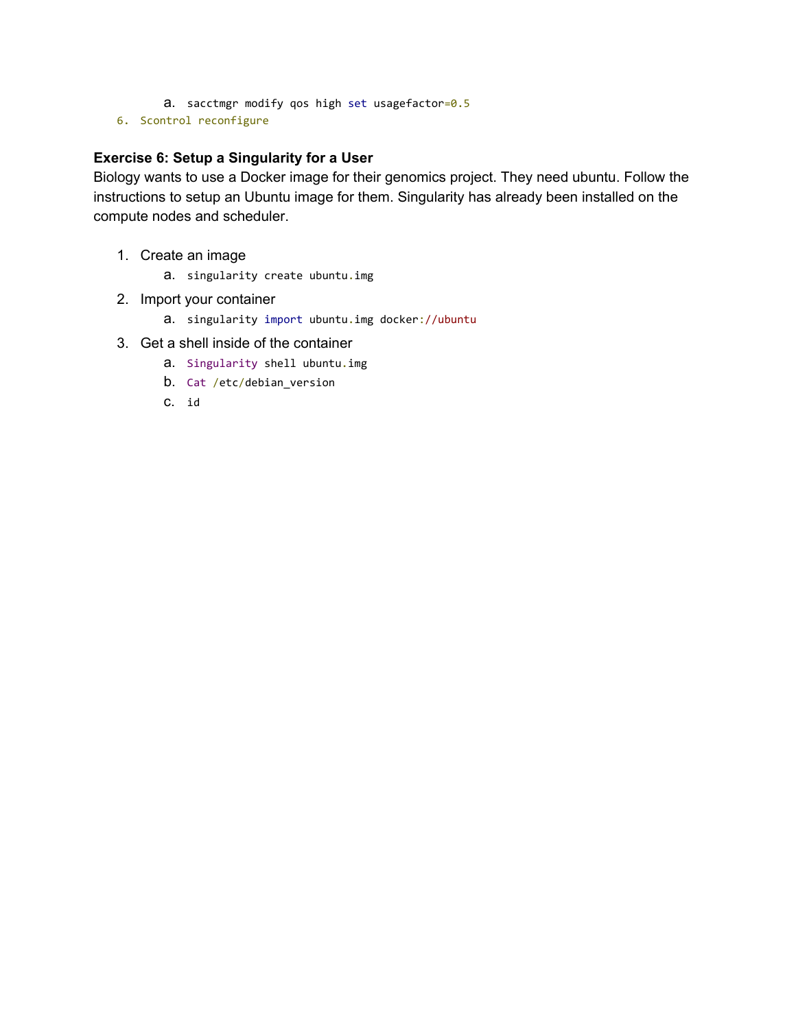a. `sacctmgr modify qos high set usagefactor=0.5`
6. `Scontrol reconfigure`

**Exercise 6: Setup a Singularity for a User**

Biology wants to use a Docker image for their genomics project. They need ubuntu. Follow the instructions to setup an Ubuntu image for them. Singularity has already been installed on the compute nodes and scheduler.

1. Create an image
   a. `singularity create ubuntu.img`
2. Import your container
   a. `singularity import ubuntu.img docker://ubuntu`
3. Get a shell inside of the container
   a. `Singularity shell ubuntu.img`
   b. `Cat /etc/debian_version`
   c. `id`